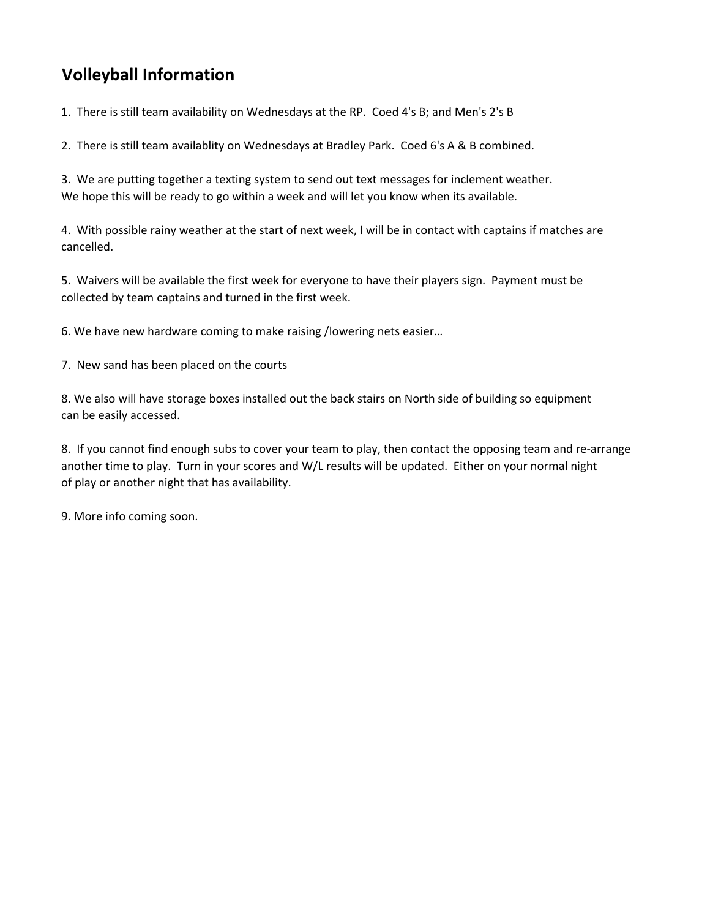## Volleyball Information

1. There is still team availability on Wednesdays at the RP. Coed 4's B; and Men's 2's B

2. There is still team availablity on Wednesdays at Bradley Park. Coed 6's A & B combined.

3. We are putting together a texting system to send out text messages for inclement weather. We hope this will be ready to go within a week and will let you know when its available.

4. With possible rainy weather at the start of next week, I will be in contact with captains if matches are cancelled.

5. Waivers will be available the first week for everyone to have their players sign. Payment must be collected by team captains and turned in the first week.

6. We have new hardware coming to make raising /lowering nets easier…

7. New sand has been placed on the courts

8. We also will have storage boxes installed out the back stairs on North side of building so equipment can be easily accessed.

8. If you cannot find enough subs to cover your team to play, then contact the opposing team and re-arrange another time to play. Turn in your scores and W/L results will be updated. Either on your normal night of play or another night that has availability.

9. More info coming soon.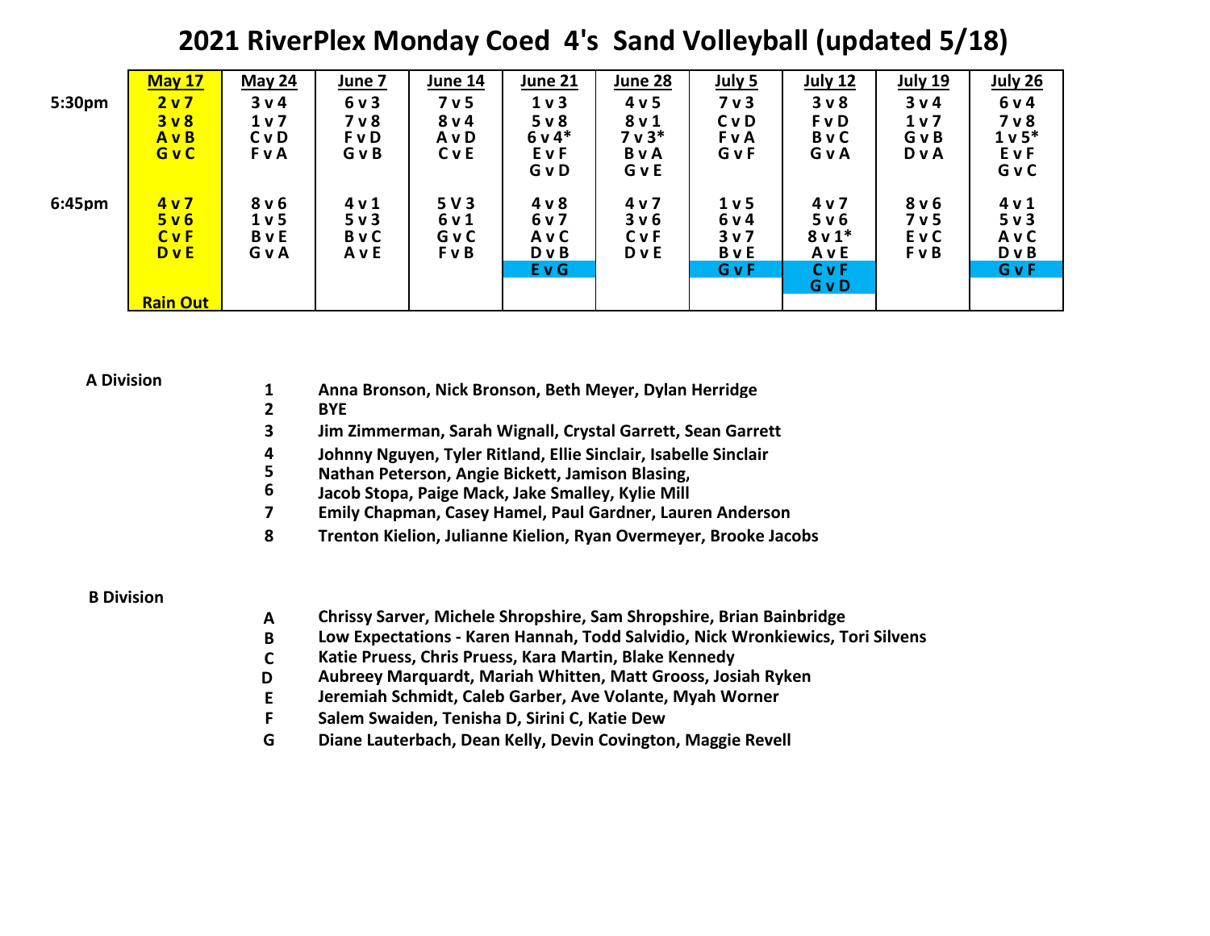# 2021 RiverPlex Monday Coed 4's Sand Volleyball (updated 5/18)

| | May 17 | May 24 | June 7 | June 14 | June 21 | June 28 | July 5 | July 12 | July 19 | July 26 |
|---|---|---|---|---|---|---|---|---|---|---|
| 5:30pm | 2 v 7 | 3 v 4 | 6 v 3 | 7 v 5 | 1 v 3 | 4 v 5 | 7 v 3 | 3 v 8 | 3 v 4 | 6 v 4 |
| | 3 v 8 | 1 v 7 | 7 v 8 | 8 v 4 | 5 v 8 | 8 v 1 | C v D | F v D | 1 v 7 | 7 v 8 |
| | A v B | C v D | F v D | A v D | 6 v 4* | 7 v 3* | F v A | B v C | G v B | 1 v 5* |
| | G v C | F v A | G v B | C v E | E v F | B v A | G v F | G v A | D v A | E v F |
| | | | | | G v D | G v E | | | | G v C |
| 6:45pm | 4 v 7 | 8 v 6 | 4 v 1 | 5 V 3 | 4 v 8 | 4 v 7 | 1 v 5 | 4 v 7 | 8 v 6 | 4 v 1 |
| | 5 v 6 | 1 v 5 | 5 v 3 | 6 v 1 | 6 v 7 | 3 v 6 | 6 v 4 | 5 v 6 | 7 v 5 | 5 v 3 |
| | C v F | B v E | B v C | G v C | A v C | C v F | 3 v 7 | 8 v 1* | E v C | A v C |
| | D v E | G v A | A v E | F v B | D v B | D v E | B v E | A v E | F v B | D v B |
| | | | | | E v G | | G v F | C v F | | G v F |
| | | | | | | | | G v D | | |
| | Rain Out | | | | | | | | | |

**A Division**

| | |
|---|---|
| 1 | Anna Bronson, Nick Bronson, Beth Meyer, Dylan Herridge |
| 2 | BYE |
| 3 | Jim Zimmerman, Sarah Wignall, Crystal Garrett, Sean Garrett |
| 4 | Johnny Nguyen, Tyler Ritland, Ellie Sinclair, Isabelle Sinclair |
| 5 | Nathan Peterson, Angie Bickett, Jamison Blasing, |
| 6 | Jacob Stopa, Paige Mack, Jake Smalley, Kylie Mill |
| 7 | Emily Chapman, Casey Hamel, Paul Gardner, Lauren Anderson |
| 8 | Trenton Kielion, Julianne Kielion, Ryan Overmeyer, Brooke Jacobs |

**B Division**

| | |
|---|---|
| A | Chrissy Sarver, Michele Shropshire, Sam Shropshire, Brian Bainbridge |
| B | Low Expectations - Karen Hannah, Todd Salvidio, Nick Wronkiewics, Tori Silvens |
| C | Katie Pruess, Chris Pruess, Kara Martin, Blake Kennedy |
| D | Aubreey Marquardt, Mariah Whitten, Matt Grooss, Josiah Ryken |
| E | Jeremiah Schmidt, Caleb Garber, Ave Volante, Myah Worner |
| F | Salem Swaiden, Tenisha D, Sirini C, Katie Dew |
| G | Diane Lauterbach, Dean Kelly, Devin Covington, Maggie Revell |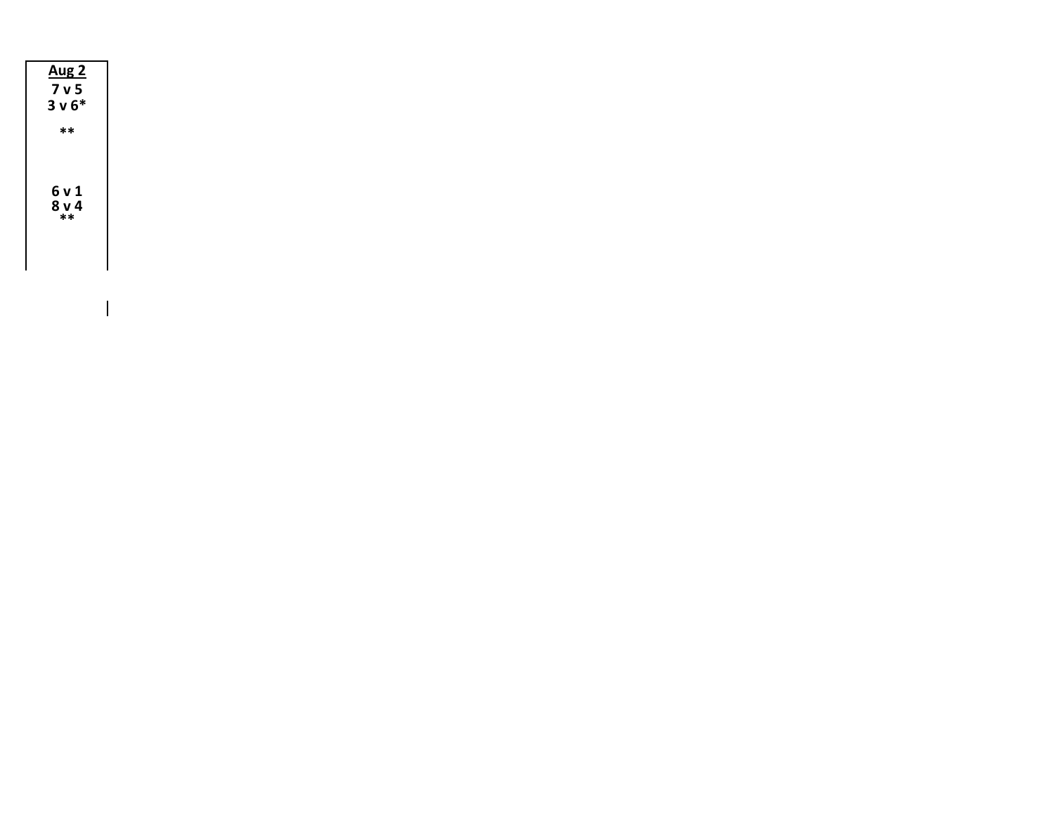**Aug 2**

**7 v 5**
**3 v 6***

**

**6 v 1**
**8 v 4**
**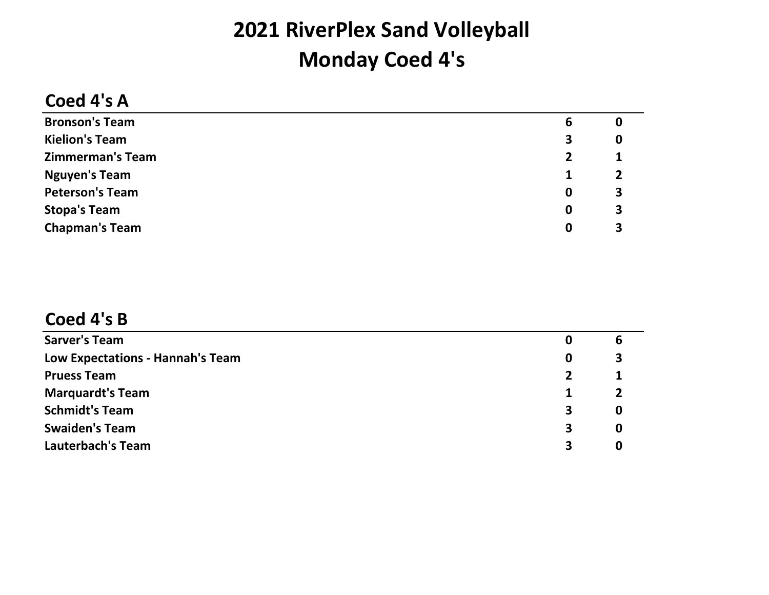# 2021 RiverPlex Sand Volleyball

# Monday Coed 4's

## Coed 4's A

| | | |
|---|---|---|
| **Bronson's Team** | **6** | **0** |
| **Kielion's Team** | **3** | **0** |
| **Zimmerman's Team** | **2** | **1** |
| **Nguyen's Team** | **1** | **2** |
| **Peterson's Team** | **0** | **3** |
| **Stopa's Team** | **0** | **3** |
| **Chapman's Team** | **0** | **3** |

## Coed 4's B

| | | |
|---|---|---|
| **Sarver's Team** | **0** | **6** |
| **Low Expectations - Hannah's Team** | **0** | **3** |
| **Pruess Team** | **2** | **1** |
| **Marquardt's Team** | **1** | **2** |
| **Schmidt's Team** | **3** | **0** |
| **Swaiden's Team** | **3** | **0** |
| **Lauterbach's Team** | **3** | **0** |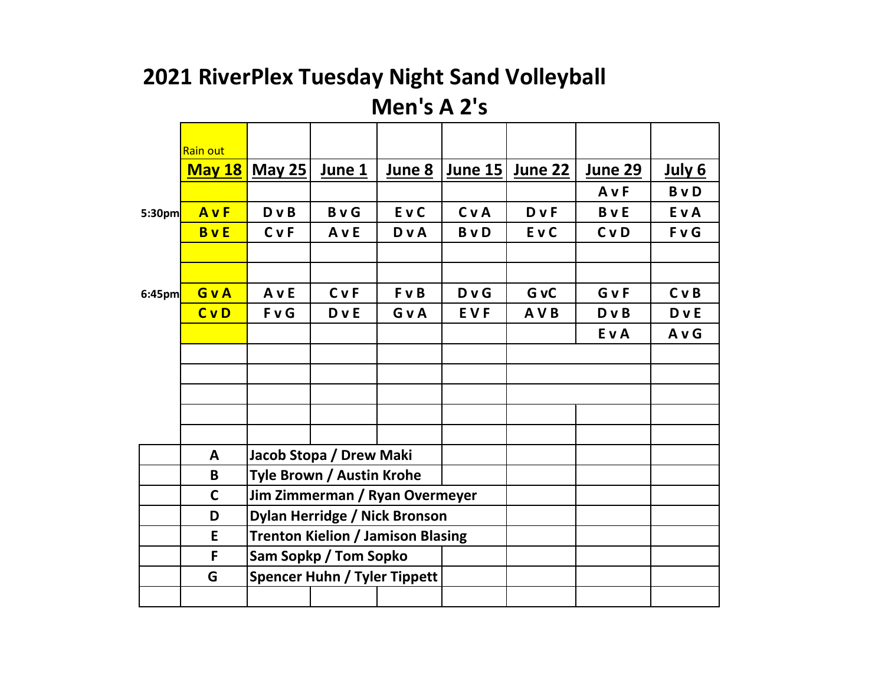# 2021 RiverPlex Tuesday Night Sand Volleyball

## Men's A 2's

| | Rain out<br>May 18 | May 25 | June 1 | June 8 | June 15 | June 22 | June 29 | July 6 |
|---|---|---|---|---|---|---|---|---|
| | | | | | | | A v F | B v D |
| 5:30pm | A v F | D v B | B v G | E v C | C v A | D v F | B v E | E v A |
| | B v E | C v F | A v E | D v A | B v D | E v C | C v D | F v G |
| | | | | | | | | |
| | | | | | | | | |
| 6:45pm | G v A | A v E | C v F | F v B | D v G | G vC | G v F | C v B |
| | C v D | F v G | D v E | G v A | E V F | A V B | D v B | D v E |
| | | | | | | | E v A | A v G |

| | |
|---|---|
| A | Jacob Stopa / Drew Maki |
| B | Tyle Brown / Austin Krohe |
| C | Jim Zimmerman / Ryan Overmeyer |
| D | Dylan Herridge / Nick Bronson |
| E | Trenton Kielion / Jamison Blasing |
| F | Sam Sopkp / Tom Sopko |
| G | Spencer Huhn / Tyler Tippett |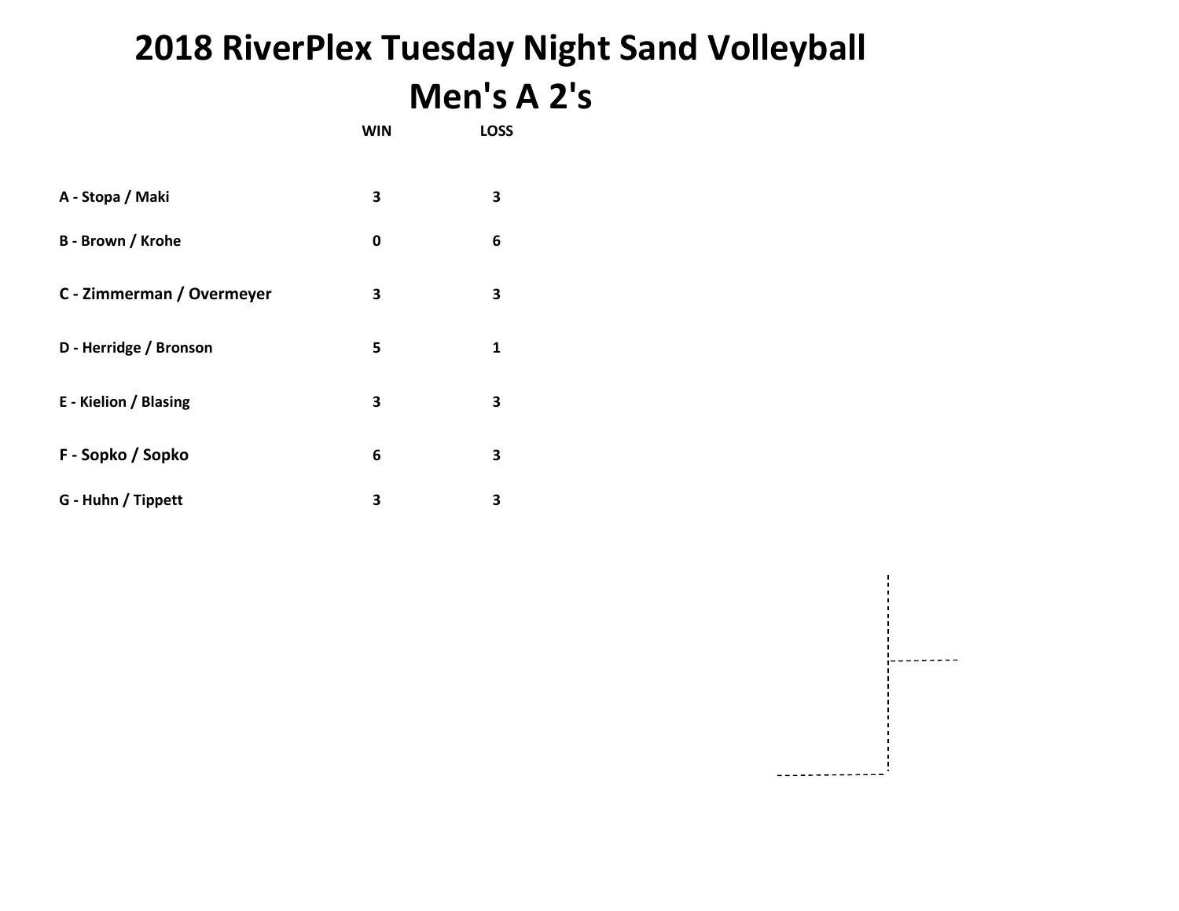# 2018 RiverPlex Tuesday Night Sand Volleyball

## Men's A 2's

| | WIN | LOSS |
|---|---|---|
| A - Stopa / Maki | 3 | 3 |
| B - Brown / Krohe | 0 | 6 |
| C - Zimmerman / Overmeyer | 3 | 3 |
| D - Herridge / Bronson | 5 | 1 |
| E - Kielion / Blasing | 3 | 3 |
| F - Sopko / Sopko | 6 | 3 |
| G - Huhn / Tippett | 3 | 3 |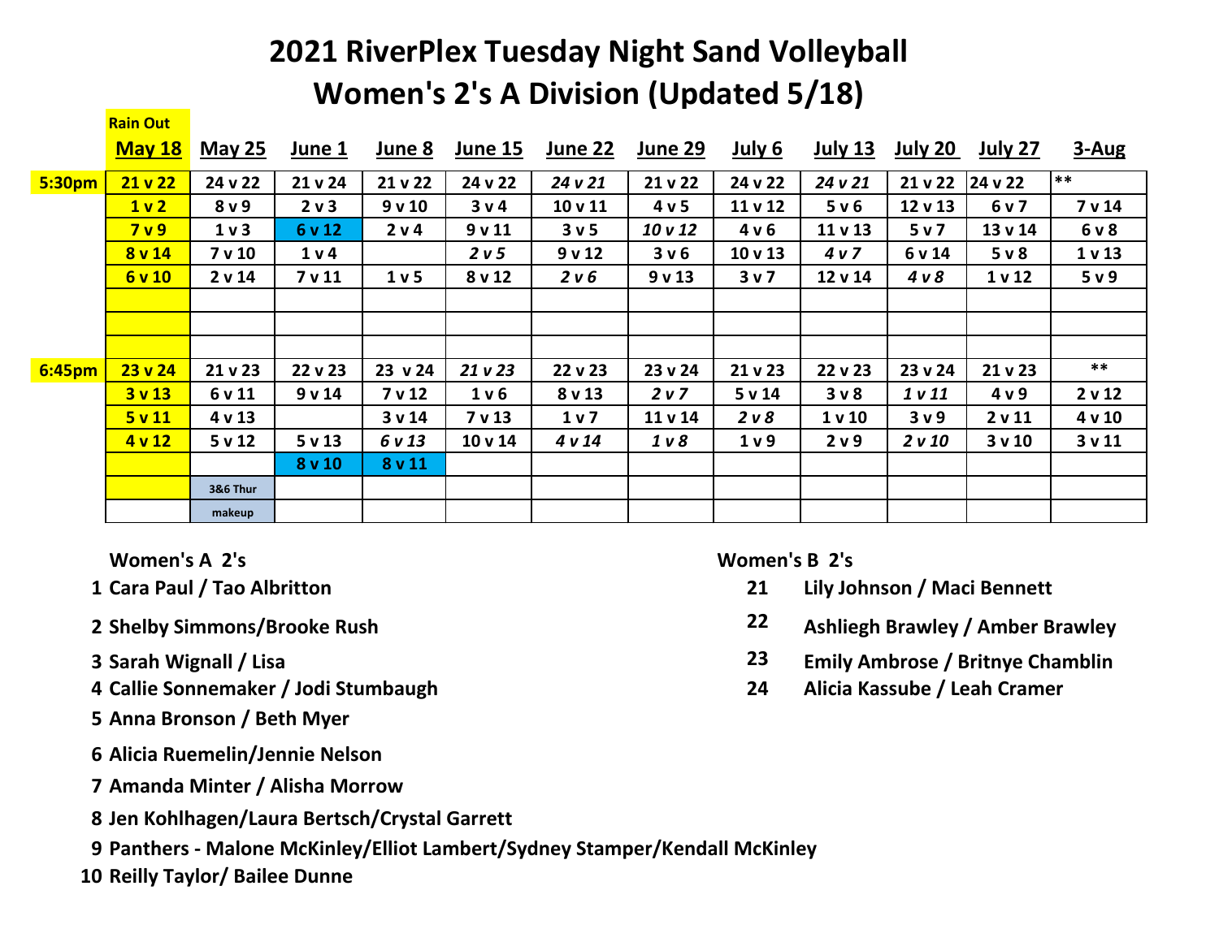# 2021 RiverPlex Tuesday Night Sand Volleyball
# Women's 2's A Division (Updated 5/18)

| | Rain Out<br>May 18 | May 25 | June 1 | June 8 | June 15 | June 22 | June 29 | July 6 | July 13 | July 20 | July 27 | 3-Aug |
|---|---|---|---|---|---|---|---|---|---|---|---|---|
| 5:30pm | 21 v 22 | 24 v 22 | 21 v 24 | 21 v 22 | 24 v 22 | *24 v 21* | 21 v 22 | 24 v 22 | *24 v 21* | 21 v 22 | 24 v 22 | ** |
| | 1 v 2 | 8 v 9 | 2 v 3 | 9 v 10 | 3 v 4 | 10 v 11 | 4 v 5 | 11 v 12 | 5 v 6 | 12 v 13 | 6 v 7 | 7 v 14 |
| | 7 v 9 | 1 v 3 | 6 v 12 | 2 v 4 | 9 v 11 | 3 v 5 | *10 v 12* | 4 v 6 | 11 v 13 | 5 v 7 | 13 v 14 | 6 v 8 |
| | 8 v 14 | 7 v 10 | 1 v 4 | | *2 v 5* | 9 v 12 | 3 v 6 | 10 v 13 | *4 v 7* | 6 v 14 | 5 v 8 | 1 v 13 |
| | 6 v 10 | 2 v 14 | 7 v 11 | 1 v 5 | 8 v 12 | *2 v 6* | 9 v 13 | 3 v 7 | 12 v 14 | *4 v 8* | 1 v 12 | 5 v 9 |
| | | | | | | | | | | | | |
| | | | | | | | | | | | | |
| | | | | | | | | | | | | |
| 6:45pm | 23 v 24 | 21 v 23 | 22 v 23 | 23 v 24 | *21 v 23* | 22 v 23 | 23 v 24 | 21 v 23 | 22 v 23 | 23 v 24 | 21 v 23 | ** |
| | 3 v 13 | 6 v 11 | 9 v 14 | 7 v 12 | 1 v 6 | 8 v 13 | *2 v 7* | 5 v 14 | 3 v 8 | *1 v 11* | 4 v 9 | 2 v 12 |
| | 5 v 11 | 4 v 13 | | 3 v 14 | 7 v 13 | 1 v 7 | 11 v 14 | *2 v 8* | 1 v 10 | 3 v 9 | 2 v 11 | 4 v 10 |
| | 4 v 12 | 5 v 12 | 5 v 13 | *6 v 13* | 10 v 14 | *4 v 14* | *1 v 8* | 1 v 9 | 2 v 9 | *2 v 10* | 3 v 10 | 3 v 11 |
| | | | 8 v 10 | 8 v 11 | | | | | | | | |
| | | 3&6 Thur | | | | | | | | | | |
| | | makeup | | | | | | | | | | |

**Women's A 2's**

1. Cara Paul / Tao Albritton
2. Shelby Simmons/Brooke Rush
3. Sarah Wignall / Lisa
4. Callie Sonnemaker / Jodi Stumbaugh
5. Anna Bronson / Beth Myer
6. Alicia Ruemelin/Jennie Nelson
7. Amanda Minter / Alisha Morrow
8. Jen Kohlhagen/Laura Bertsch/Crystal Garrett
9. Panthers - Malone McKinley/Elliot Lambert/Sydney Stamper/Kendall McKinley
10. Reilly Taylor/ Bailee Dunne

**Women's B 2's**

21 Lily Johnson / Maci Bennett
22 Ashliegh Brawley / Amber Brawley
23 Emily Ambrose / Britnye Chamblin
24 Alicia Kassube / Leah Cramer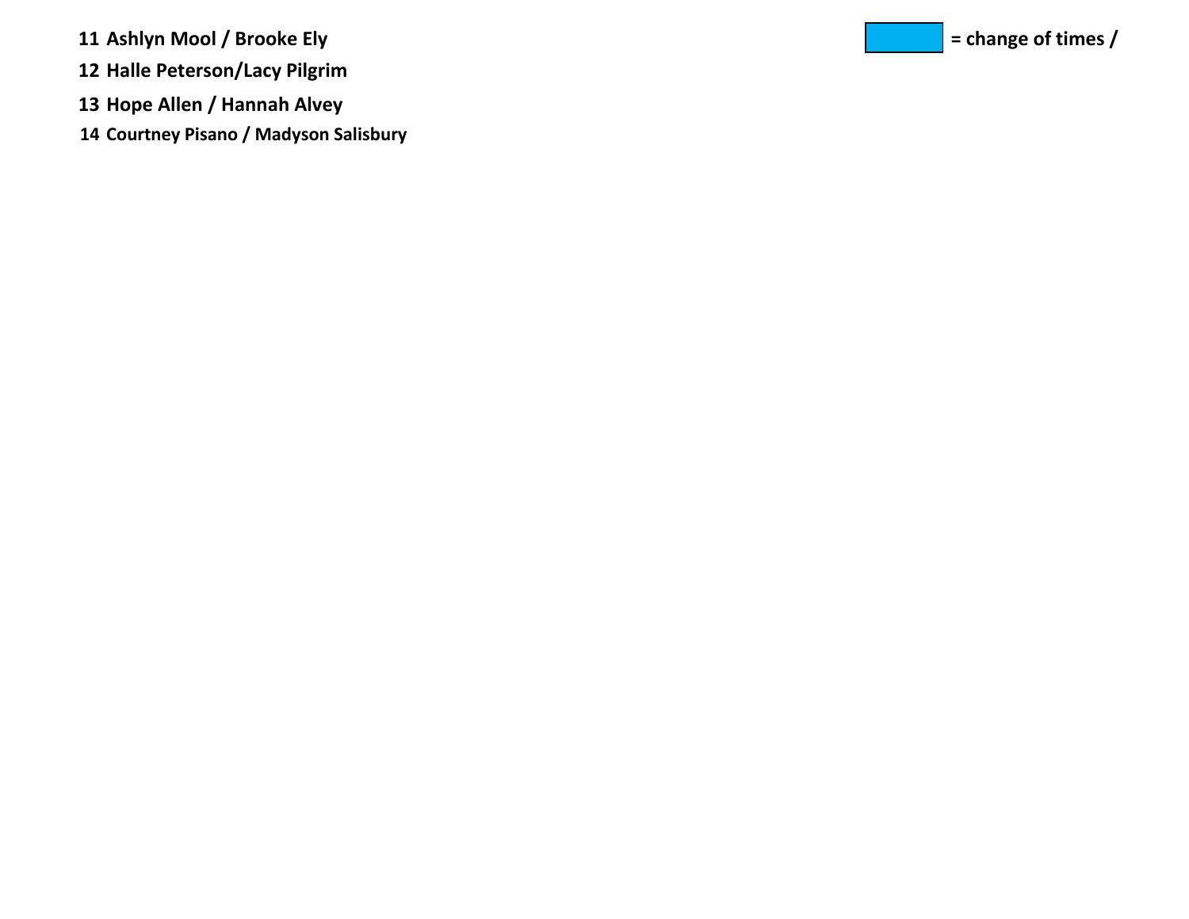**11 Ashlyn Mool / Brooke Ely**

**12 Halle Peterson/Lacy Pilgrim**

**13 Hope Allen / Hannah Alvey**

**14 Courtney Pisano / Madyson Salisbury**

**= change of times /**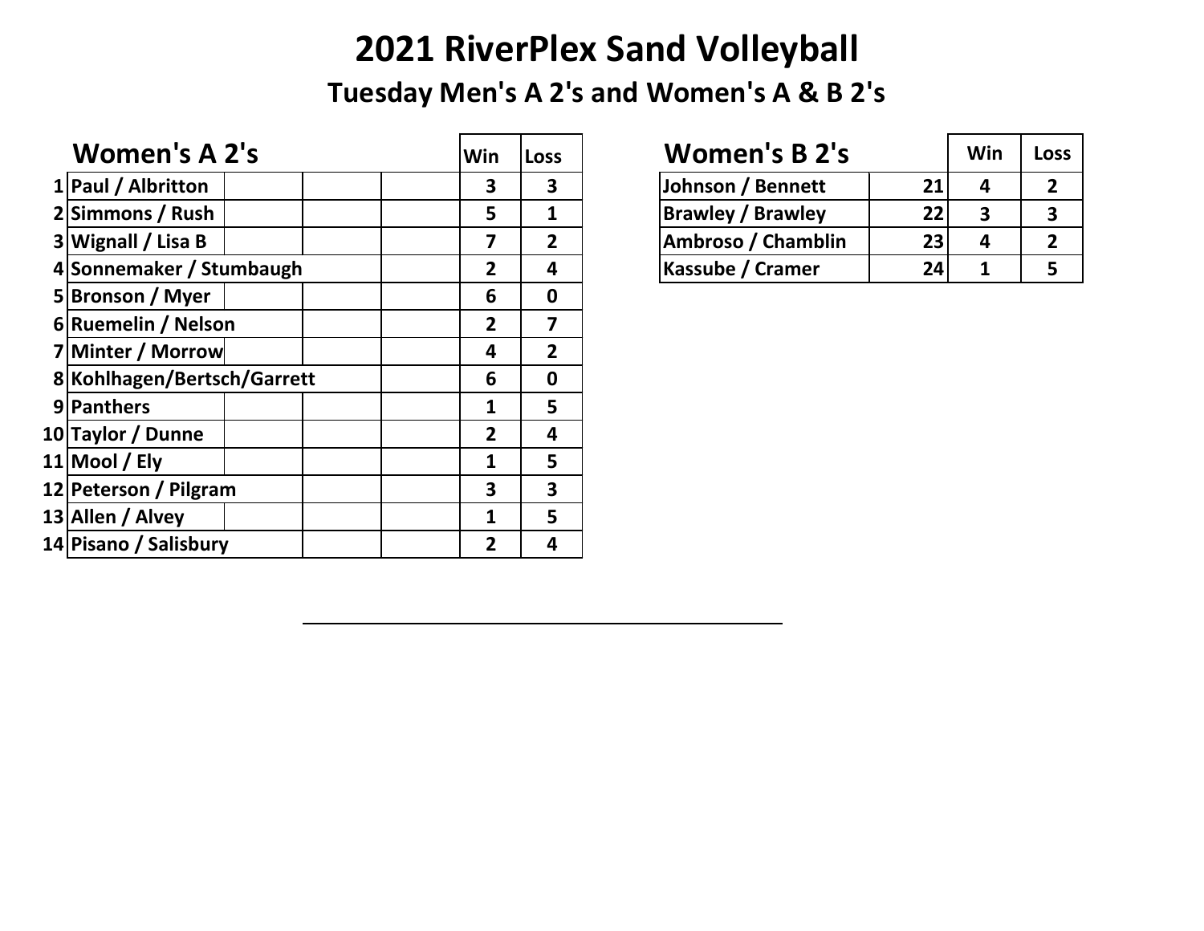# 2021 RiverPlex Sand Volleyball

## Tuesday Men's A 2's and Women's A & B 2's

| | Women's A 2's | | | | Win | Loss |
|---|---|---|---|---|---|---|
| 1 | Paul / Albritton | | | | 3 | 3 |
| 2 | Simmons / Rush | | | | 5 | 1 |
| 3 | Wignall / Lisa B | | | | 7 | 2 |
| 4 | Sonnemaker / Stumbaugh | | | | 2 | 4 |
| 5 | Bronson / Myer | | | | 6 | 0 |
| 6 | Ruemelin / Nelson | | | | 2 | 7 |
| 7 | Minter / Morrow | | | | 4 | 2 |
| 8 | Kohlhagen/Bertsch/Garrett | | | | 6 | 0 |
| 9 | Panthers | | | | 1 | 5 |
| 10 | Taylor / Dunne | | | | 2 | 4 |
| 11 | Mool / Ely | | | | 1 | 5 |
| 12 | Peterson / Pilgram | | | | 3 | 3 |
| 13 | Allen / Alvey | | | | 1 | 5 |
| 14 | Pisano / Salisbury | | | | 2 | 4 |

| Women's B 2's | | Win | Loss |
|---|---|---|---|
| Johnson / Bennett | 21 | 4 | 2 |
| Brawley / Brawley | 22 | 3 | 3 |
| Ambroso / Chamblin | 23 | 4 | 2 |
| Kassube / Cramer | 24 | 1 | 5 |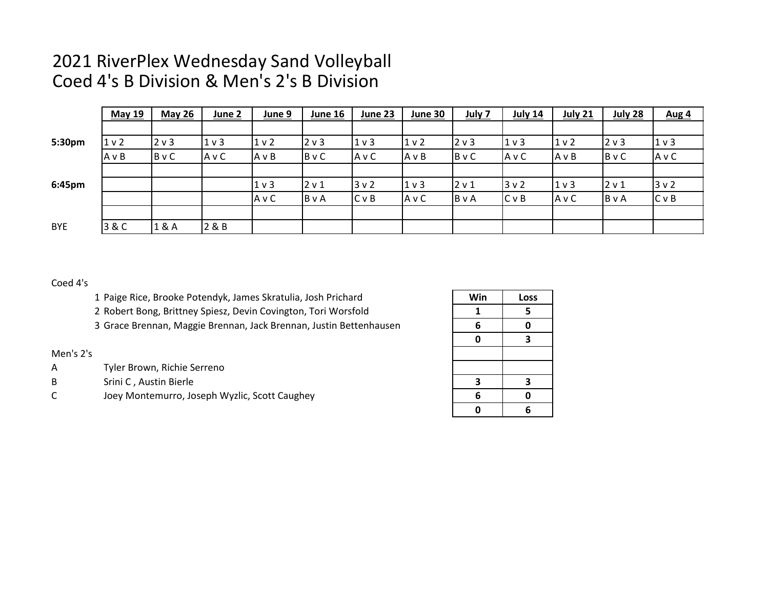# 2021 RiverPlex Wednesday Sand Volleyball
## Coed 4's B Division & Men's 2's B Division

| | May 19 | May 26 | June 2 | June 9 | June 16 | June 23 | June 30 | July 7 | July 14 | July 21 | July 28 | Aug 4 |
|---|---|---|---|---|---|---|---|---|---|---|---|---|
| **5:30pm** | 1 v 2 | 2 v 3 | 1 v 3 | 1 v 2 | 2 v 3 | 1 v 3 | 1 v 2 | 2 v 3 | 1 v 3 | 1 v 2 | 2 v 3 | 1 v 3 |
| | A v B | B v C | A v C | A v B | B v C | A v C | A v B | B v C | A v C | A v B | B v C | A v C |
| **6:45pm** | | | | 1 v 3 | 2 v 1 | 3 v 2 | 1 v 3 | 2 v 1 | 3 v 2 | 1 v 3 | 2 v 1 | 3 v 2 |
| | | | | A v C | B v A | C v B | A v C | B v A | C v B | A v C | B v A | C v B |
| BYE | 3 & C | 1 & A | 2 & B | | | | | | | | | |

Coed 4's

1. Paige Rice, Brooke Potendyk, James Skratulia, Josh Prichard
2. Robert Bong, Brittney Spiesz, Devin Covington, Tori Worsfold
3. Grace Brennan, Maggie Brennan, Jack Brennan, Justin Bettenhausen

Men's 2's

A Tyler Brown, Richie Serreno

B Srini C , Austin Bierle

C Joey Montemurro, Joseph Wyzlic, Scott Caughey

| Win | Loss |
|---|---|
| 1 | 5 |
| 6 | 0 |
| 0 | 3 |
| | |
| | |
| 3 | 3 |
| 6 | 0 |
| 0 | 6 |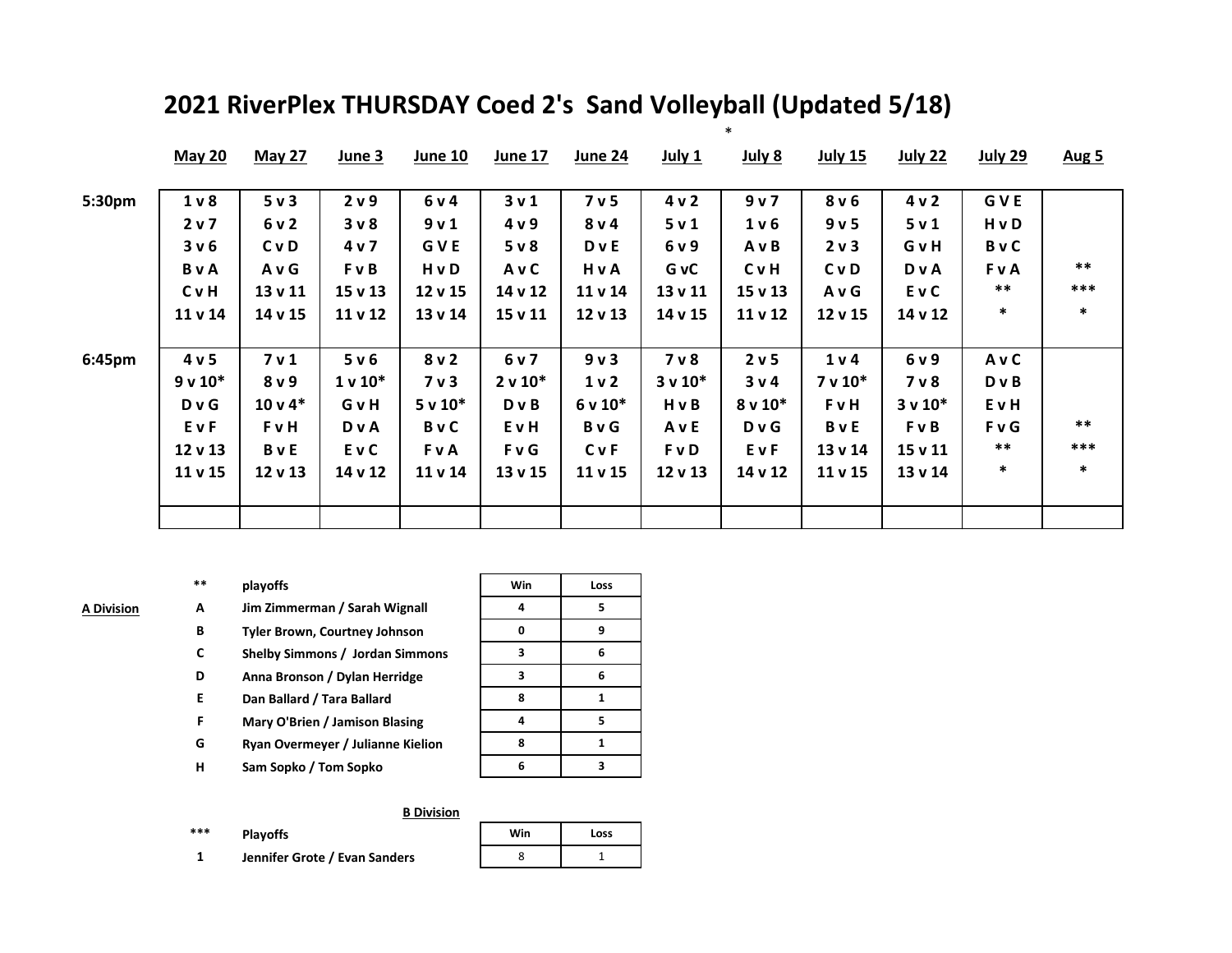# 2021 RiverPlex THURSDAY Coed 2's Sand Volleyball (Updated 5/18)

| | May 20 | May 27 | June 3 | June 10 | June 17 | June 24 | July 1 | July 8 * | July 15 | July 22 | July 29 | Aug 5 |
|---|---|---|---|---|---|---|---|---|---|---|---|---|
| 5:30pm | 1 v 8 | 5 v 3 | 2 v 9 | 6 v 4 | 3 v 1 | 7 v 5 | 4 v 2 | 9 v 7 | 8 v 6 | 4 v 2 | G V E | |
| | 2 v 7 | 6 v 2 | 3 v 8 | 9 v 1 | 4 v 9 | 8 v 4 | 5 v 1 | 1 v 6 | 9 v 5 | 5 v 1 | H v D | |
| | 3 v 6 | C v D | 4 v 7 | G V E | 5 v 8 | D v E | 6 v 9 | A v B | 2 v 3 | G v H | B v C | |
| | B v A | A v G | F v B | H v D | A v C | H v A | G vC | C v H | C v D | D v A | F v A | ** |
| | C v H | 13 v 11 | 15 v 13 | 12 v 15 | 14 v 12 | 11 v 14 | 13 v 11 | 15 v 13 | A v G | E v C | ** | *** |
| | 11 v 14 | 14 v 15 | 11 v 12 | 13 v 14 | 15 v 11 | 12 v 13 | 14 v 15 | 11 v 12 | 12 v 15 | 14 v 12 | * | * |
| 6:45pm | 4 v 5 | 7 v 1 | 5 v 6 | 8 v 2 | 6 v 7 | 9 v 3 | 7 v 8 | 2 v 5 | 1 v 4 | 6 v 9 | A v C | |
| | 9 v 10* | 8 v 9 | 1 v 10* | 7 v 3 | 2 v 10* | 1 v 2 | 3 v 10* | 3 v 4 | 7 v 10* | 7 v 8 | D v B | |
| | D v G | 10 v 4* | G v H | 5 v 10* | D v B | 6 v 10* | H v B | 8 v 10* | F v H | 3 v 10* | E v H | |
| | E v F | F v H | D v A | B v C | E v H | B v G | A v E | D v G | B v E | F v B | F v G | ** |
| | 12 v 13 | B v E | E v C | F v A | F v G | C v F | F v D | E v F | 13 v 14 | 15 v 11 | ** | *** |
| | 11 v 15 | 12 v 13 | 14 v 12 | 11 v 14 | 13 v 15 | 11 v 15 | 12 v 13 | 14 v 12 | 11 v 15 | 13 v 14 | * | * |

| | | | Win | Loss |
|---|---|---|---|---|
| | ** | playoffs | | |
| **A Division** | A | Jim Zimmerman / Sarah Wignall | 4 | 5 |
| | B | Tyler Brown, Courtney Johnson | 0 | 9 |
| | C | Shelby Simmons / Jordan Simmons | 3 | 6 |
| | D | Anna Bronson / Dylan Herridge | 3 | 6 |
| | E | Dan Ballard / Tara Ballard | 8 | 1 |
| | F | Mary O'Brien / Jamison Blasing | 4 | 5 |
| | G | Ryan Overmeyer / Julianne Kielion | 8 | 1 |
| | H | Sam Sopko / Tom Sopko | 6 | 3 |

**B Division**

| | | Win | Loss |
|---|---|---|---|
| *** | Playoffs | | |
| 1 | Jennifer Grote / Evan Sanders | 8 | 1 |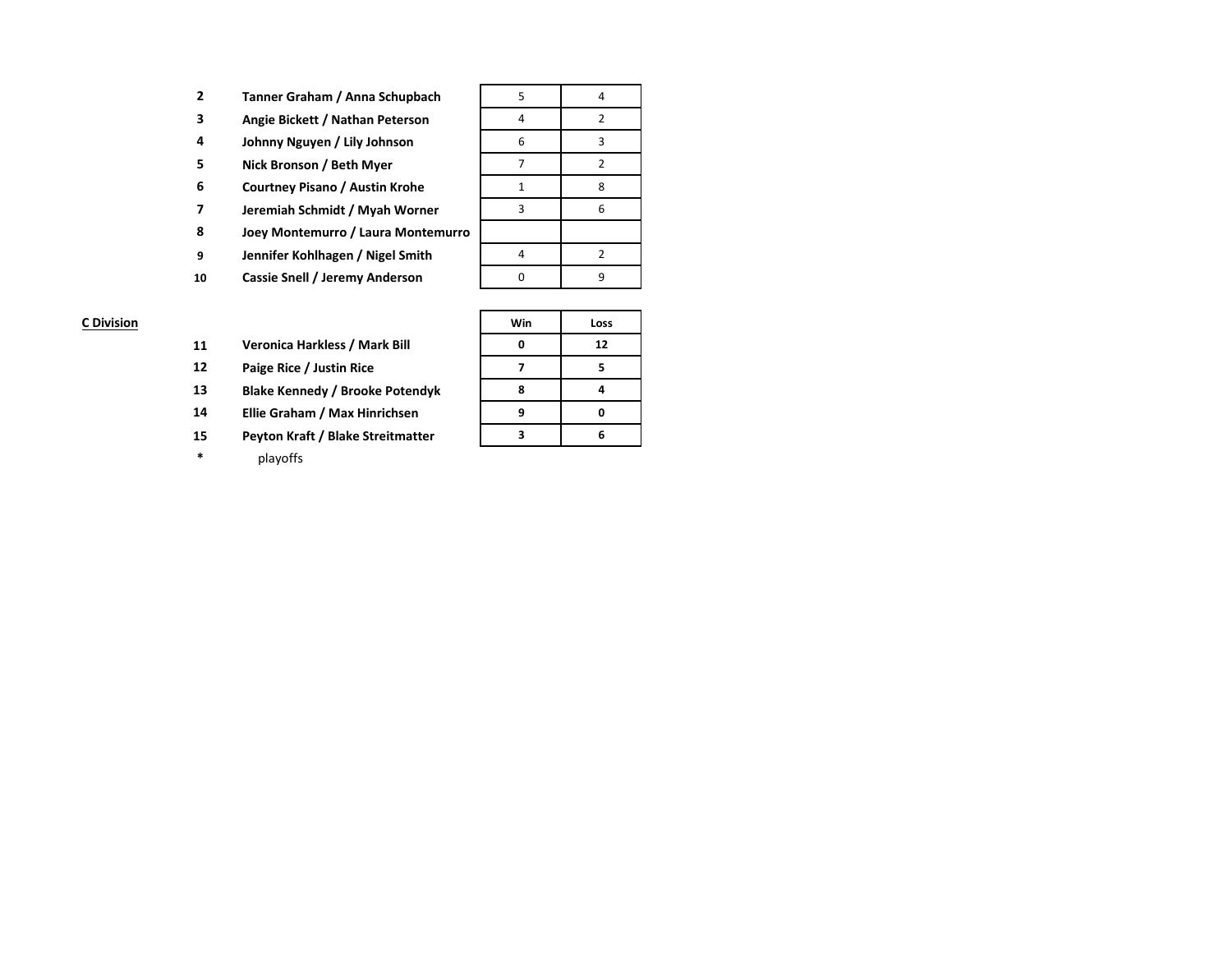| | | | |
|---|---|---|---|
| 2 | Tanner Graham / Anna Schupbach | 5 | 4 |
| 3 | Angie Bickett / Nathan Peterson | 4 | 2 |
| 4 | Johnny Nguyen / Lily Johnson | 6 | 3 |
| 5 | Nick Bronson / Beth Myer | 7 | 2 |
| 6 | Courtney Pisano / Austin Krohe | 1 | 8 |
| 7 | Jeremiah Schmidt / Myah Worner | 3 | 6 |
| 8 | Joey Montemurro / Laura Montemurro | | |
| 9 | Jennifer Kohlhagen / Nigel Smith | 4 | 2 |
| 10 | Cassie Snell / Jeremy Anderson | 0 | 9 |

**C Division**

| | | Win | Loss |
|---|---|---|---|
| 11 | Veronica Harkless / Mark Bill | 0 | 12 |
| 12 | Paige Rice / Justin Rice | 7 | 5 |
| 13 | Blake Kennedy / Brooke Potendyk | 8 | 4 |
| 14 | Ellie Graham / Max Hinrichsen | 9 | 0 |
| 15 | Peyton Kraft / Blake Streitmatter | 3 | 6 |

* playoffs